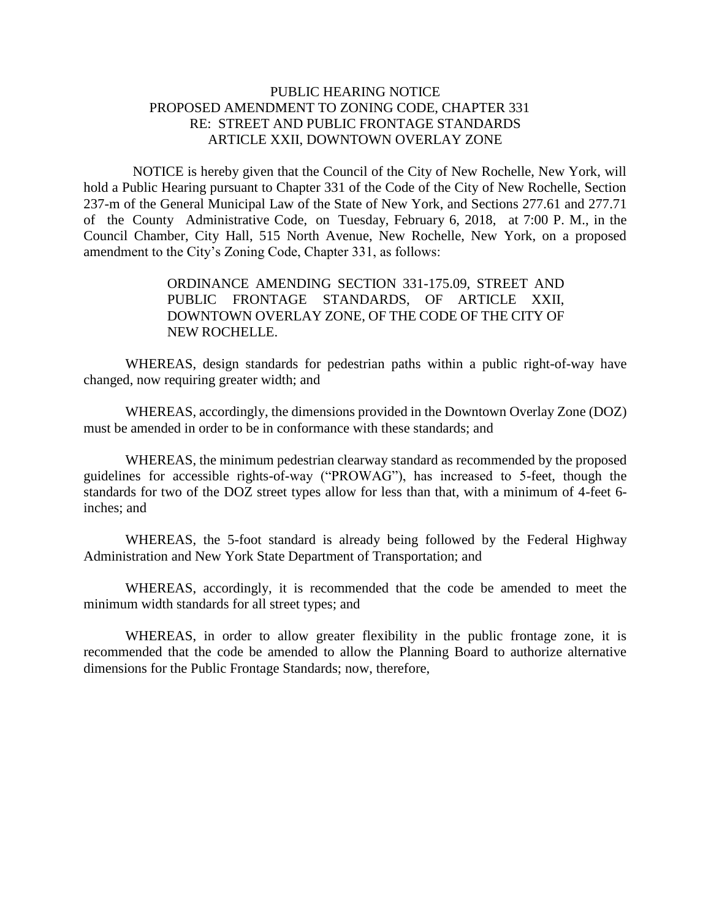# PUBLIC HEARING NOTICE
## PROPOSED AMENDMENT TO ZONING CODE, CHAPTER 331
## RE: STREET AND PUBLIC FRONTAGE STANDARDS
## ARTICLE XXII, DOWNTOWN OVERLAY ZONE

NOTICE is hereby given that the Council of the City of New Rochelle, New York, will hold a Public Hearing pursuant to Chapter 331 of the Code of the City of New Rochelle, Section 237-m of the General Municipal Law of the State of New York, and Sections 277.61 and 277.71 of the County Administrative Code, on Tuesday, February 6, 2018, at 7:00 P. M., in the Council Chamber, City Hall, 515 North Avenue, New Rochelle, New York, on a proposed amendment to the City's Zoning Code, Chapter 331, as follows:

> ORDINANCE AMENDING SECTION 331-175.09, STREET AND PUBLIC FRONTAGE STANDARDS, OF ARTICLE XXII, DOWNTOWN OVERLAY ZONE, OF THE CODE OF THE CITY OF NEW ROCHELLE.

WHEREAS, design standards for pedestrian paths within a public right-of-way have changed, now requiring greater width; and

WHEREAS, accordingly, the dimensions provided in the Downtown Overlay Zone (DOZ) must be amended in order to be in conformance with these standards; and

WHEREAS, the minimum pedestrian clearway standard as recommended by the proposed guidelines for accessible rights-of-way ("PROWAG"), has increased to 5-feet, though the standards for two of the DOZ street types allow for less than that, with a minimum of 4-feet 6-inches; and

WHEREAS, the 5-foot standard is already being followed by the Federal Highway Administration and New York State Department of Transportation; and

WHEREAS, accordingly, it is recommended that the code be amended to meet the minimum width standards for all street types; and

WHEREAS, in order to allow greater flexibility in the public frontage zone, it is recommended that the code be amended to allow the Planning Board to authorize alternative dimensions for the Public Frontage Standards; now, therefore,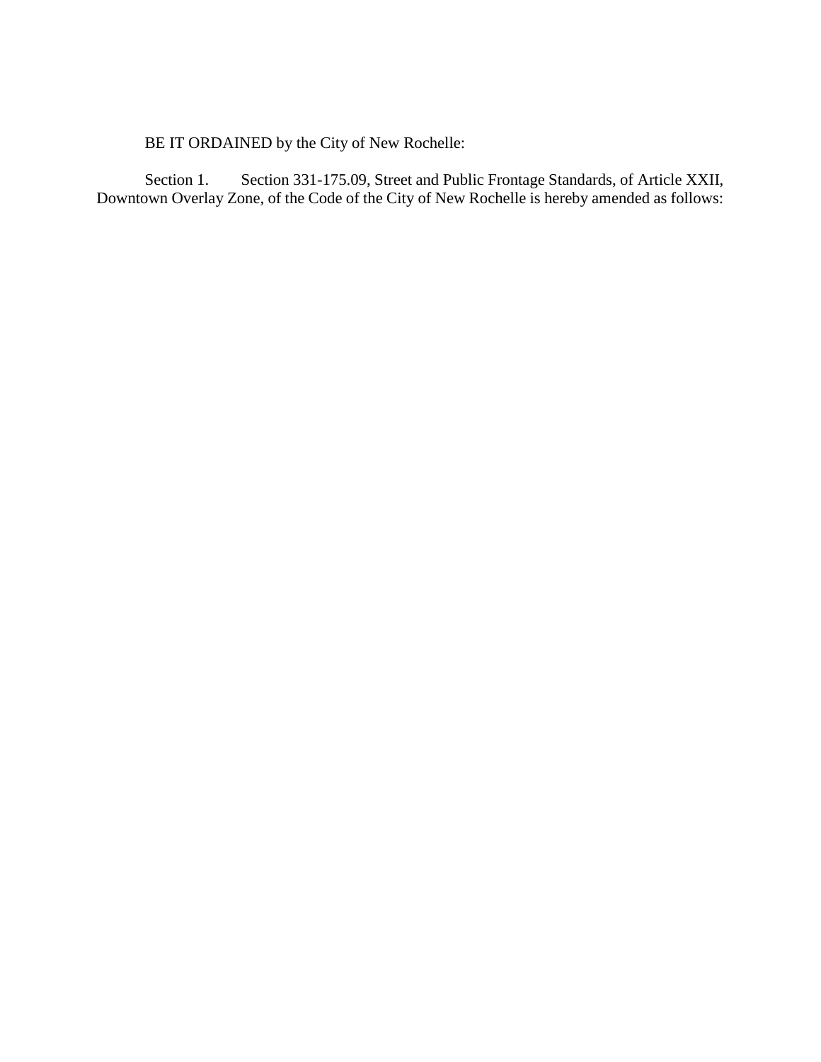BE IT ORDAINED by the City of New Rochelle:

Section 1. Section 331-175.09, Street and Public Frontage Standards, of Article XXII, Downtown Overlay Zone, of the Code of the City of New Rochelle is hereby amended as follows: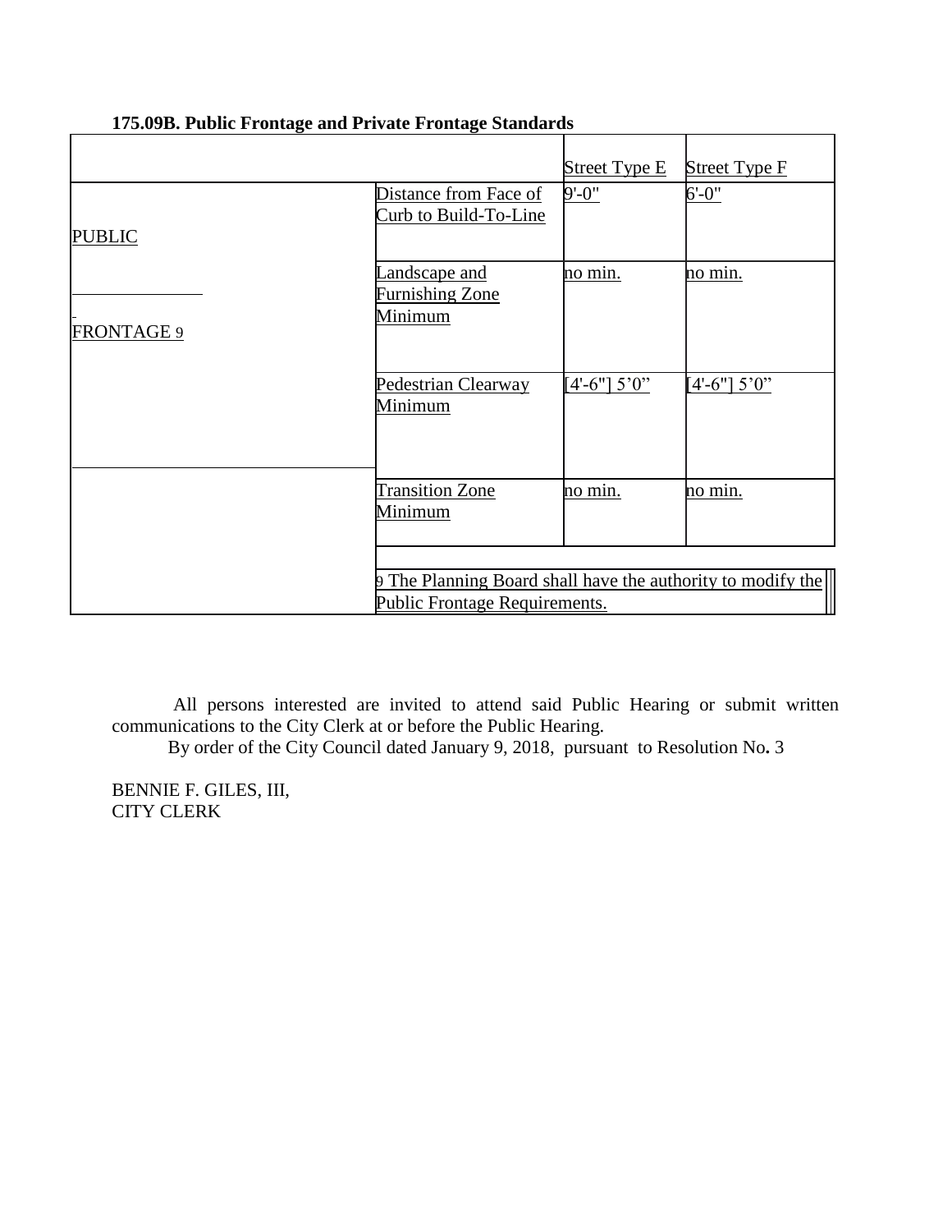**175.09B. Public Frontage and Private Frontage Standards**

| | | Street Type E | Street Type F |
|---|---|---|---|
| PUBLIC FRONTAGE 9 | Distance from Face of Curb to Build-To-Line | 9'-0" | 6'-0" |
| | Landscape and Furnishing Zone Minimum | no min. | no min. |
| | Pedestrian Clearway Minimum | [4'-6"] 5'0" | [4'-6"] 5'0" |
| | Transition Zone Minimum | no min. | no min. |
| | 9 The Planning Board shall have the authority to modify the Public Frontage Requirements. | | |

All persons interested are invited to attend said Public Hearing or submit written communications to the City Clerk at or before the Public Hearing.

By order of the City Council dated January 9, 2018, pursuant to Resolution No. 3

BENNIE F. GILES, III,
CITY CLERK